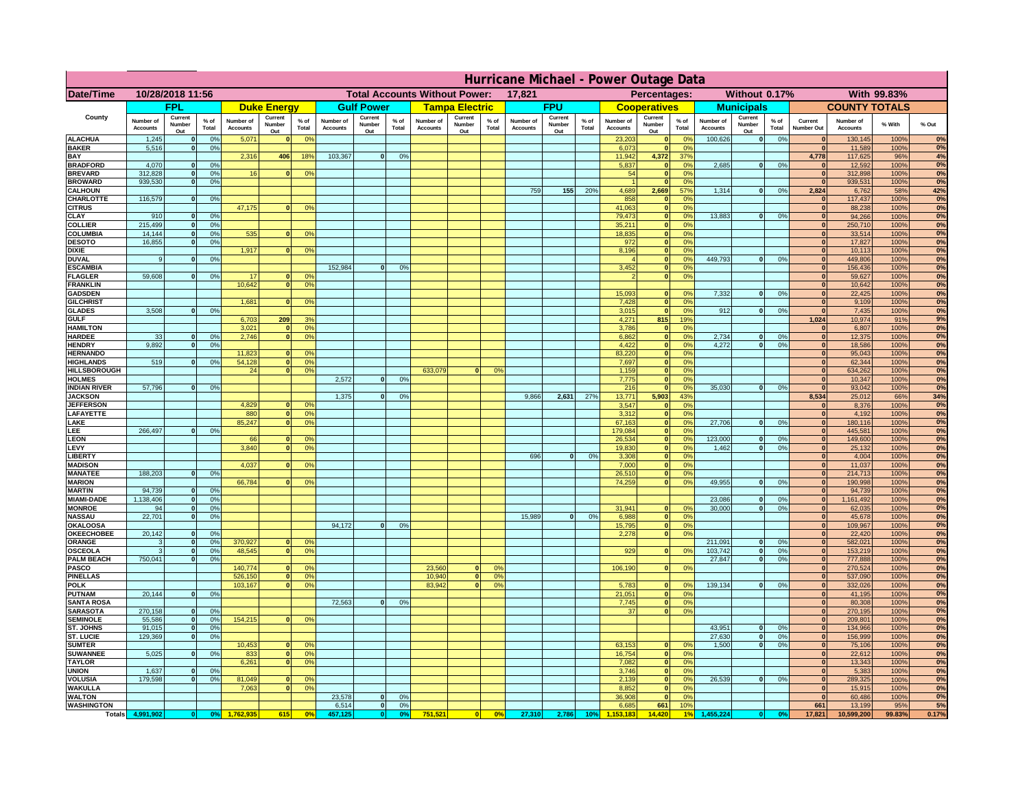# Hurricane Michael - Power Outage Data

| Date/Time | 10/28/2018 11:56 | | Total Accounts Without Power: | 17,821 | Percentages: | Without 0.17% | With 99.83% |
|---|---|---|---|---|---|---|---|

| County | FPL | | | Duke Energy | | | Gulf Power | | | Tampa Electric | | | FPU | | | Cooperatives | | | Municipals | | | COUNTY TOTALS | | | |
|---|---|---|---|---|---|---|---|---|---|---|---|---|---|---|---|---|---|---|---|---|---|---|---|---|---|
| | Number of Accounts | Current Number Out | % of Total | Number of Accounts | Current Number Out | % of Total | Number of Accounts | Current Number Out | % of Total | Number of Accounts | Current Number Out | % of Total | Number of Accounts | Current Number Out | % of Total | Number of Accounts | Current Number Out | % of Total | Number of Accounts | Current Number Out | % of Total | Current Number Out | Number of Accounts | % With | % Out |
| ALACHUA | 1,245 | 0 | 0% | 5,071 | 0 | 0% | | | | | | | | | | 23,203 | 0 | 0% | 100,626 | 0 | 0% | 0 | 130,145 | 100% | 0% |
| BAKER | 5,516 | 0 | 0% | | | | | | | | | | | | | 6,073 | 0 | 0% | | | | 0 | 11,589 | 100% | 0% |
| BAY | | | | 2,316 | 406 | 18% | 103,367 | 0 | 0% | | | | | | | 11,942 | 4,372 | 37% | | | | 4,778 | 117,625 | 96% | 4% |
| BRADFORD | 4,070 | 0 | 0% | | | | | | | | | | | | | 5,837 | 0 | 0% | 2,685 | 0 | 0% | 0 | 12,592 | 100% | 0% |
| BREVARD | 312,828 | 0 | 0% | 16 | 0 | 0% | | | | | | | | | | 54 | 0 | 0% | | | | 0 | 312,898 | 100% | 0% |
| BROWARD | 939,530 | 0 | 0% | | | | | | | | | | | | | 1 | 0 | 0% | | | | 0 | 939,531 | 100% | 0% |
| CALHOUN | | | | | | | | | | | | | 759 | 155 | 20% | 4,689 | 2,669 | 57% | 1,314 | 0 | 0% | 2,824 | 6,762 | 58% | 42% |
| CHARLOTTE | 116,579 | 0 | 0% | | | | | | | | | | | | | 858 | 0 | 0% | | | | 0 | 117,437 | 100% | 0% |
| CITRUS | | | | 47,175 | 0 | 0% | | | | | | | | | | 41,063 | 0 | 0% | | | | 0 | 88,238 | 100% | 0% |
| CLAY | 910 | 0 | 0% | | | | | | | | | | | | | 79,473 | 0 | 0% | 13,883 | 0 | 0% | 0 | 94,266 | 100% | 0% |
| COLLIER | 215,499 | 0 | 0% | | | | | | | | | | | | | 35,211 | 0 | 0% | | | | 0 | 250,710 | 100% | 0% |
| COLUMBIA | 14,144 | 0 | 0% | 535 | 0 | 0% | | | | | | | | | | 18,835 | 0 | 0% | | | | 0 | 33,514 | 100% | 0% |
| DESOTO | 16,855 | 0 | 0% | | | | | | | | | | | | | 972 | 0 | 0% | | | | 0 | 17,827 | 100% | 0% |
| DIXIE | | | | 1,917 | 0 | 0% | | | | | | | | | | 8,196 | 0 | 0% | | | | 0 | 10,113 | 100% | 0% |
| DUVAL | 9 | 0 | 0% | | | | | | | | | | | | | 4 | 0 | 0% | 449,793 | 0 | 0% | 0 | 449,806 | 100% | 0% |
| ESCAMBIA | | | | | | | 152,984 | 0 | 0% | | | | | | | 3,452 | 0 | 0% | | | | 0 | 156,436 | 100% | 0% |
| FLAGLER | 59,608 | 0 | 0% | 17 | 0 | 0% | | | | | | | | | | 2 | 0 | 0% | | | | 0 | 59,627 | 100% | 0% |
| FRANKLIN | | | | 10,642 | 0 | 0% | | | | | | | | | | | | | | | | 0 | 10,642 | 100% | 0% |
| GADSDEN | | | | | | | | | | | | | | | | 15,093 | 0 | 0% | 7,332 | 0 | 0% | 0 | 22,425 | 100% | 0% |
| GILCHRIST | | | | 1,681 | 0 | 0% | | | | | | | | | | 7,428 | 0 | 0% | | | | 0 | 9,109 | 100% | 0% |
| GLADES | 3,508 | 0 | 0% | | | | | | | | | | | | | 3,015 | 0 | 0% | 912 | 0 | 0% | 0 | 7,435 | 100% | 0% |
| GULF | | | | 6,703 | 209 | 3% | | | | | | | | | | 4,271 | 815 | 19% | | | | 1,024 | 10,974 | 91% | 9% |
| HAMILTON | | | | 3,021 | 0 | 0% | | | | | | | | | | 3,786 | 0 | 0% | | | | 0 | 6,807 | 100% | 0% |
| HARDEE | 33 | 0 | 0% | 2,746 | 0 | 0% | | | | | | | | | | 6,862 | 0 | 0% | 2,734 | 0 | 0% | 0 | 12,375 | 100% | 0% |
| HENDRY | 9,892 | 0 | 0% | | | | | | | | | | | | | 4,422 | 0 | 0% | 4,272 | 0 | 0% | 0 | 18,586 | 100% | 0% |
| HERNANDO | | | | 11,823 | 0 | 0% | | | | | | | | | | 83,220 | 0 | 0% | | | | 0 | 95,043 | 100% | 0% |
| HIGHLANDS | 519 | 0 | 0% | 54,128 | 0 | 0% | | | | | | | | | | 7,697 | 0 | 0% | | | | 0 | 62,344 | 100% | 0% |
| HILLSBOROUGH | | | | 24 | 0 | 0% | | | | 633,079 | 0 | 0% | | | | 1,159 | 0 | 0% | | | | 0 | 634,262 | 100% | 0% |
| HOLMES | | | | | | | 2,572 | 0 | 0% | | | | | | | 7,775 | 0 | 0% | | | | 0 | 10,347 | 100% | 0% |
| INDIAN RIVER | 57,796 | 0 | 0% | | | | | | | | | | | | | 216 | 0 | 0% | 35,030 | 0 | 0% | 0 | 93,042 | 100% | 0% |
| JACKSON | | | | | | | 1,375 | 0 | 0% | | | | 9,866 | 2,631 | 27% | 13,771 | 5,903 | 43% | | | | 8,534 | 25,012 | 66% | 34% |
| JEFFERSON | | | | 4,829 | 0 | 0% | | | | | | | | | | 3,547 | 0 | 0% | | | | 0 | 8,376 | 100% | 0% |
| LAFAYETTE | | | | 880 | 0 | 0% | | | | | | | | | | 3,312 | 0 | 0% | | | | 0 | 4,192 | 100% | 0% |
| LAKE | | | | 85,247 | 0 | 0% | | | | | | | | | | 67,163 | 0 | 0% | 27,706 | 0 | 0% | 0 | 180,116 | 100% | 0% |
| LEE | 266,497 | 0 | 0% | | | | | | | | | | | | | 179,084 | 0 | 0% | | | | 0 | 445,581 | 100% | 0% |
| LEON | | | | 66 | 0 | 0% | | | | | | | | | | 26,534 | 0 | 0% | 123,000 | 0 | 0% | 0 | 149,600 | 100% | 0% |
| LEVY | | | | 3,840 | 0 | 0% | | | | | | | | | | 19,830 | 0 | 0% | 1,462 | 0 | 0% | 0 | 25,132 | 100% | 0% |
| LIBERTY | | | | | | | | | | | | | 696 | 0 | 0% | 3,308 | 0 | 0% | | | | 0 | 4,004 | 100% | 0% |
| MADISON | | | | 4,037 | 0 | 0% | | | | | | | | | | 7,000 | 0 | 0% | | | | 0 | 11,037 | 100% | 0% |
| MANATEE | 188,203 | 0 | 0% | | | | | | | | | | | | | 26,510 | 0 | 0% | | | | 0 | 214,713 | 100% | 0% |
| MARION | | | | 66,784 | 0 | 0% | | | | | | | | | | 74,259 | 0 | 0% | 49,955 | 0 | 0% | 0 | 190,998 | 100% | 0% |
| MARTIN | 94,739 | 0 | 0% | | | | | | | | | | | | | | | | | | | 0 | 94,739 | 100% | 0% |
| MIAMI-DADE | 1,138,406 | 0 | 0% | | | | | | | | | | | | | | | | 23,086 | 0 | 0% | 0 | 1,161,492 | 100% | 0% |
| MONROE | 94 | 0 | 0% | | | | | | | | | | | | | 31,941 | 0 | 0% | 30,000 | 0 | 0% | 0 | 62,035 | 100% | 0% |
| NASSAU | 22,701 | 0 | 0% | | | | | | | | | | 15,989 | 0 | 0% | 6,988 | 0 | 0% | | | | 0 | 45,678 | 100% | 0% |
| OKALOOSA | | | | | | | 94,172 | 0 | 0% | | | | | | | 15,795 | 0 | 0% | | | | 0 | 109,967 | 100% | 0% |
| OKEECHOBEE | 20,142 | 0 | 0% | | | | | | | | | | | | | 2,278 | 0 | 0% | | | | 0 | 22,420 | 100% | 0% |
| ORANGE | 3 | 0 | 0% | 370,927 | 0 | 0% | | | | | | | | | | | | | 211,091 | 0 | 0% | 0 | 582,021 | 100% | 0% |
| OSCEOLA | 3 | 0 | 0% | 48,545 | 0 | 0% | | | | | | | | | | 929 | 0 | 0% | 103,742 | 0 | 0% | 0 | 153,219 | 100% | 0% |
| PALM BEACH | 750,041 | 0 | 0% | | | | | | | | | | | | | | | | 27,847 | 0 | 0% | 0 | 777,888 | 100% | 0% |
| PASCO | | | | 140,774 | 0 | 0% | | | | 23,560 | 0 | 0% | | | | 106,190 | 0 | 0% | | | | 0 | 270,524 | 100% | 0% |
| PINELLAS | | | | 526,150 | 0 | 0% | | | | 10,940 | 0 | 0% | | | | | | | | | | 0 | 537,090 | 100% | 0% |
| POLK | | | | 103,167 | 0 | 0% | | | | 83,942 | 0 | 0% | | | | 5,783 | 0 | 0% | 139,134 | 0 | 0% | 0 | 332,026 | 100% | 0% |
| PUTNAM | 20,144 | 0 | 0% | | | | | | | | | | | | | 21,051 | 0 | 0% | | | | 0 | 41,195 | 100% | 0% |
| SANTA ROSA | | | | | | | 72,563 | 0 | 0% | | | | | | | 7,745 | 0 | 0% | | | | 0 | 80,308 | 100% | 0% |
| SARASOTA | 270,158 | 0 | 0% | | | | | | | | | | | | | 37 | 0 | 0% | | | | 0 | 270,195 | 100% | 0% |
| SEMINOLE | 55,586 | 0 | 0% | 154,215 | 0 | 0% | | | | | | | | | | | | | | | | 0 | 209,801 | 100% | 0% |
| ST. JOHNS | 91,015 | 0 | 0% | | | | | | | | | | | | | | | | 43,951 | 0 | 0% | 0 | 134,966 | 100% | 0% |
| ST. LUCIE | 129,369 | 0 | 0% | | | | | | | | | | | | | | | | 27,630 | 0 | 0% | 0 | 156,999 | 100% | 0% |
| SUMTER | | | | 10,453 | 0 | 0% | | | | | | | | | | 63,153 | 0 | 0% | 1,500 | 0 | 0% | 0 | 75,106 | 100% | 0% |
| SUWANNEE | 5,025 | 0 | 0% | 833 | 0 | 0% | | | | | | | | | | 16,754 | 0 | 0% | | | | 0 | 22,612 | 100% | 0% |
| TAYLOR | | | | 6,261 | 0 | 0% | | | | | | | | | | 7,082 | 0 | 0% | | | | 0 | 13,343 | 100% | 0% |
| UNION | 1,637 | 0 | 0% | | | | | | | | | | | | | 3,746 | 0 | 0% | | | | 0 | 5,383 | 100% | 0% |
| VOLUSIA | 179,598 | 0 | 0% | 81,049 | 0 | 0% | | | | | | | | | | 2,139 | 0 | 0% | 26,539 | 0 | 0% | 0 | 289,325 | 100% | 0% |
| WAKULLA | | | | 7,063 | 0 | 0% | | | | | | | | | | 8,852 | 0 | 0% | | | | 0 | 15,915 | 100% | 0% |
| WALTON | | | | | | | 23,578 | 0 | 0% | | | | | | | 36,908 | 0 | 0% | | | | 0 | 60,486 | 100% | 0% |
| WASHINGTON | | | | | | | 6,514 | 0 | 0% | | | | | | | 6,685 | 661 | 10% | | | | 661 | 13,199 | 95% | 5% |
| Totals | 4,991,902 | 0 | 0% | 1,762,935 | 615 | 0% | 457,125 | 0 | 0% | 751,521 | 0 | 0% | 27,310 | 2,786 | 10% | 1,153,183 | 14,420 | 1% | 1,455,224 | 0 | 0% | 17,821 | 10,599,200 | 99.83% | 0.17% |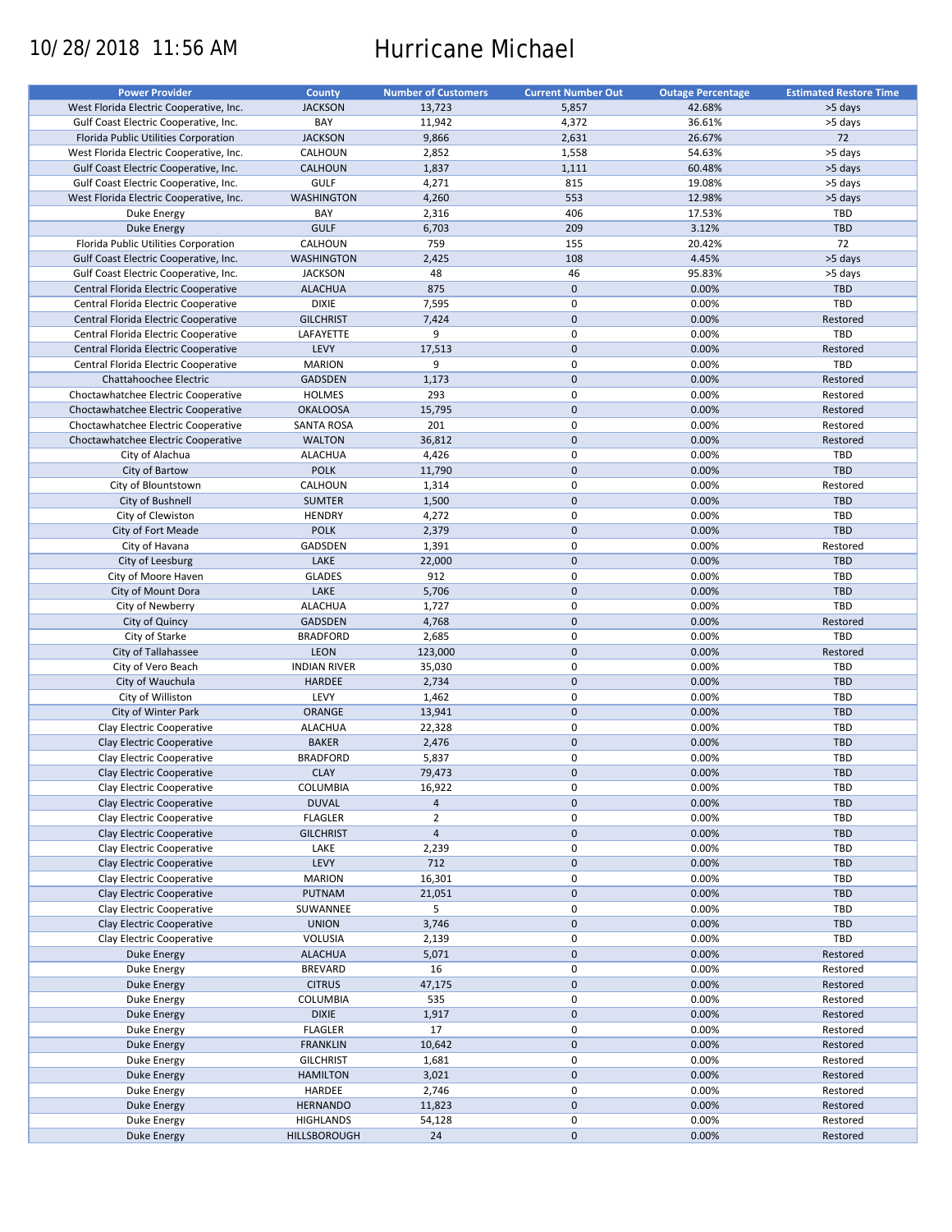10/28/2018 11:56 AM

# Hurricane Michael

| Power Provider | County | Number of Customers | Current Number Out | Outage Percentage | Estimated Restore Time |
|---|---|---|---|---|---|
| West Florida Electric Cooperative, Inc. | JACKSON | 13,723 | 5,857 | 42.68% | >5 days |
| Gulf Coast Electric Cooperative, Inc. | BAY | 11,942 | 4,372 | 36.61% | >5 days |
| Florida Public Utilities Corporation | JACKSON | 9,866 | 2,631 | 26.67% | 72 |
| West Florida Electric Cooperative, Inc. | CALHOUN | 2,852 | 1,558 | 54.63% | >5 days |
| Gulf Coast Electric Cooperative, Inc. | CALHOUN | 1,837 | 1,111 | 60.48% | >5 days |
| Gulf Coast Electric Cooperative, Inc. | GULF | 4,271 | 815 | 19.08% | >5 days |
| West Florida Electric Cooperative, Inc. | WASHINGTON | 4,260 | 553 | 12.98% | >5 days |
| Duke Energy | BAY | 2,316 | 406 | 17.53% | TBD |
| Duke Energy | GULF | 6,703 | 209 | 3.12% | TBD |
| Florida Public Utilities Corporation | CALHOUN | 759 | 155 | 20.42% | 72 |
| Gulf Coast Electric Cooperative, Inc. | WASHINGTON | 2,425 | 108 | 4.45% | >5 days |
| Gulf Coast Electric Cooperative, Inc. | JACKSON | 48 | 46 | 95.83% | >5 days |
| Central Florida Electric Cooperative | ALACHUA | 875 | 0 | 0.00% | TBD |
| Central Florida Electric Cooperative | DIXIE | 7,595 | 0 | 0.00% | TBD |
| Central Florida Electric Cooperative | GILCHRIST | 7,424 | 0 | 0.00% | Restored |
| Central Florida Electric Cooperative | LAFAYETTE | 9 | 0 | 0.00% | TBD |
| Central Florida Electric Cooperative | LEVY | 17,513 | 0 | 0.00% | Restored |
| Central Florida Electric Cooperative | MARION | 9 | 0 | 0.00% | TBD |
| Chattahoochee Electric | GADSDEN | 1,173 | 0 | 0.00% | Restored |
| Choctawhatchee Electric Cooperative | HOLMES | 293 | 0 | 0.00% | Restored |
| Choctawhatchee Electric Cooperative | OKALOOSA | 15,795 | 0 | 0.00% | Restored |
| Choctawhatchee Electric Cooperative | SANTA ROSA | 201 | 0 | 0.00% | Restored |
| Choctawhatchee Electric Cooperative | WALTON | 36,812 | 0 | 0.00% | Restored |
| City of Alachua | ALACHUA | 4,426 | 0 | 0.00% | TBD |
| City of Bartow | POLK | 11,790 | 0 | 0.00% | TBD |
| City of Blountstown | CALHOUN | 1,314 | 0 | 0.00% | Restored |
| City of Bushnell | SUMTER | 1,500 | 0 | 0.00% | TBD |
| City of Clewiston | HENDRY | 4,272 | 0 | 0.00% | TBD |
| City of Fort Meade | POLK | 2,379 | 0 | 0.00% | TBD |
| City of Havana | GADSDEN | 1,391 | 0 | 0.00% | Restored |
| City of Leesburg | LAKE | 22,000 | 0 | 0.00% | TBD |
| City of Moore Haven | GLADES | 912 | 0 | 0.00% | TBD |
| City of Mount Dora | LAKE | 5,706 | 0 | 0.00% | TBD |
| City of Newberry | ALACHUA | 1,727 | 0 | 0.00% | TBD |
| City of Quincy | GADSDEN | 4,768 | 0 | 0.00% | Restored |
| City of Starke | BRADFORD | 2,685 | 0 | 0.00% | TBD |
| City of Tallahassee | LEON | 123,000 | 0 | 0.00% | Restored |
| City of Vero Beach | INDIAN RIVER | 35,030 | 0 | 0.00% | TBD |
| City of Wauchula | HARDEE | 2,734 | 0 | 0.00% | TBD |
| City of Williston | LEVY | 1,462 | 0 | 0.00% | TBD |
| City of Winter Park | ORANGE | 13,941 | 0 | 0.00% | TBD |
| Clay Electric Cooperative | ALACHUA | 22,328 | 0 | 0.00% | TBD |
| Clay Electric Cooperative | BAKER | 2,476 | 0 | 0.00% | TBD |
| Clay Electric Cooperative | BRADFORD | 5,837 | 0 | 0.00% | TBD |
| Clay Electric Cooperative | CLAY | 79,473 | 0 | 0.00% | TBD |
| Clay Electric Cooperative | COLUMBIA | 16,922 | 0 | 0.00% | TBD |
| Clay Electric Cooperative | DUVAL | 4 | 0 | 0.00% | TBD |
| Clay Electric Cooperative | FLAGLER | 2 | 0 | 0.00% | TBD |
| Clay Electric Cooperative | GILCHRIST | 4 | 0 | 0.00% | TBD |
| Clay Electric Cooperative | LAKE | 2,239 | 0 | 0.00% | TBD |
| Clay Electric Cooperative | LEVY | 712 | 0 | 0.00% | TBD |
| Clay Electric Cooperative | MARION | 16,301 | 0 | 0.00% | TBD |
| Clay Electric Cooperative | PUTNAM | 21,051 | 0 | 0.00% | TBD |
| Clay Electric Cooperative | SUWANNEE | 5 | 0 | 0.00% | TBD |
| Clay Electric Cooperative | UNION | 3,746 | 0 | 0.00% | TBD |
| Clay Electric Cooperative | VOLUSIA | 2,139 | 0 | 0.00% | TBD |
| Duke Energy | ALACHUA | 5,071 | 0 | 0.00% | Restored |
| Duke Energy | BREVARD | 16 | 0 | 0.00% | Restored |
| Duke Energy | CITRUS | 47,175 | 0 | 0.00% | Restored |
| Duke Energy | COLUMBIA | 535 | 0 | 0.00% | Restored |
| Duke Energy | DIXIE | 1,917 | 0 | 0.00% | Restored |
| Duke Energy | FLAGLER | 17 | 0 | 0.00% | Restored |
| Duke Energy | FRANKLIN | 10,642 | 0 | 0.00% | Restored |
| Duke Energy | GILCHRIST | 1,681 | 0 | 0.00% | Restored |
| Duke Energy | HAMILTON | 3,021 | 0 | 0.00% | Restored |
| Duke Energy | HARDEE | 2,746 | 0 | 0.00% | Restored |
| Duke Energy | HERNANDO | 11,823 | 0 | 0.00% | Restored |
| Duke Energy | HIGHLANDS | 54,128 | 0 | 0.00% | Restored |
| Duke Energy | HILLSBOROUGH | 24 | 0 | 0.00% | Restored |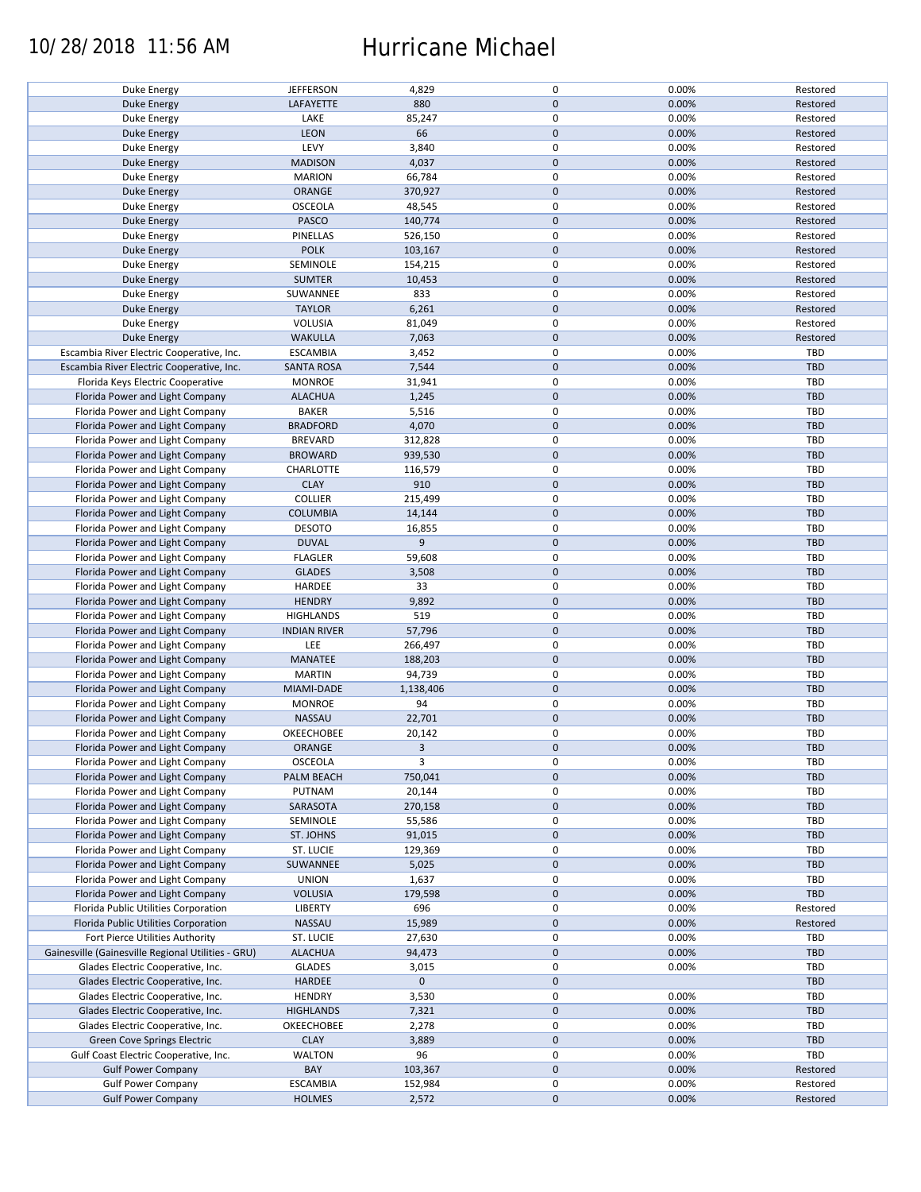10/28/2018 11:56 AM Hurricane Michael

| | | | | | |
|---|---|---|---|---|---|
| Duke Energy | JEFFERSON | 4,829 | 0 | 0.00% | Restored |
| Duke Energy | LAFAYETTE | 880 | 0 | 0.00% | Restored |
| Duke Energy | LAKE | 85,247 | 0 | 0.00% | Restored |
| Duke Energy | LEON | 66 | 0 | 0.00% | Restored |
| Duke Energy | LEVY | 3,840 | 0 | 0.00% | Restored |
| Duke Energy | MADISON | 4,037 | 0 | 0.00% | Restored |
| Duke Energy | MARION | 66,784 | 0 | 0.00% | Restored |
| Duke Energy | ORANGE | 370,927 | 0 | 0.00% | Restored |
| Duke Energy | OSCEOLA | 48,545 | 0 | 0.00% | Restored |
| Duke Energy | PASCO | 140,774 | 0 | 0.00% | Restored |
| Duke Energy | PINELLAS | 526,150 | 0 | 0.00% | Restored |
| Duke Energy | POLK | 103,167 | 0 | 0.00% | Restored |
| Duke Energy | SEMINOLE | 154,215 | 0 | 0.00% | Restored |
| Duke Energy | SUMTER | 10,453 | 0 | 0.00% | Restored |
| Duke Energy | SUWANNEE | 833 | 0 | 0.00% | Restored |
| Duke Energy | TAYLOR | 6,261 | 0 | 0.00% | Restored |
| Duke Energy | VOLUSIA | 81,049 | 0 | 0.00% | Restored |
| Duke Energy | WAKULLA | 7,063 | 0 | 0.00% | Restored |
| Escambia River Electric Cooperative, Inc. | ESCAMBIA | 3,452 | 0 | 0.00% | TBD |
| Escambia River Electric Cooperative, Inc. | SANTA ROSA | 7,544 | 0 | 0.00% | TBD |
| Florida Keys Electric Cooperative | MONROE | 31,941 | 0 | 0.00% | TBD |
| Florida Power and Light Company | ALACHUA | 1,245 | 0 | 0.00% | TBD |
| Florida Power and Light Company | BAKER | 5,516 | 0 | 0.00% | TBD |
| Florida Power and Light Company | BRADFORD | 4,070 | 0 | 0.00% | TBD |
| Florida Power and Light Company | BREVARD | 312,828 | 0 | 0.00% | TBD |
| Florida Power and Light Company | BROWARD | 939,530 | 0 | 0.00% | TBD |
| Florida Power and Light Company | CHARLOTTE | 116,579 | 0 | 0.00% | TBD |
| Florida Power and Light Company | CLAY | 910 | 0 | 0.00% | TBD |
| Florida Power and Light Company | COLLIER | 215,499 | 0 | 0.00% | TBD |
| Florida Power and Light Company | COLUMBIA | 14,144 | 0 | 0.00% | TBD |
| Florida Power and Light Company | DESOTO | 16,855 | 0 | 0.00% | TBD |
| Florida Power and Light Company | DUVAL | 9 | 0 | 0.00% | TBD |
| Florida Power and Light Company | FLAGLER | 59,608 | 0 | 0.00% | TBD |
| Florida Power and Light Company | GLADES | 3,508 | 0 | 0.00% | TBD |
| Florida Power and Light Company | HARDEE | 33 | 0 | 0.00% | TBD |
| Florida Power and Light Company | HENDRY | 9,892 | 0 | 0.00% | TBD |
| Florida Power and Light Company | HIGHLANDS | 519 | 0 | 0.00% | TBD |
| Florida Power and Light Company | INDIAN RIVER | 57,796 | 0 | 0.00% | TBD |
| Florida Power and Light Company | LEE | 266,497 | 0 | 0.00% | TBD |
| Florida Power and Light Company | MANATEE | 188,203 | 0 | 0.00% | TBD |
| Florida Power and Light Company | MARTIN | 94,739 | 0 | 0.00% | TBD |
| Florida Power and Light Company | MIAMI-DADE | 1,138,406 | 0 | 0.00% | TBD |
| Florida Power and Light Company | MONROE | 94 | 0 | 0.00% | TBD |
| Florida Power and Light Company | NASSAU | 22,701 | 0 | 0.00% | TBD |
| Florida Power and Light Company | OKEECHOBEE | 20,142 | 0 | 0.00% | TBD |
| Florida Power and Light Company | ORANGE | 3 | 0 | 0.00% | TBD |
| Florida Power and Light Company | OSCEOLA | 3 | 0 | 0.00% | TBD |
| Florida Power and Light Company | PALM BEACH | 750,041 | 0 | 0.00% | TBD |
| Florida Power and Light Company | PUTNAM | 20,144 | 0 | 0.00% | TBD |
| Florida Power and Light Company | SARASOTA | 270,158 | 0 | 0.00% | TBD |
| Florida Power and Light Company | SEMINOLE | 55,586 | 0 | 0.00% | TBD |
| Florida Power and Light Company | ST. JOHNS | 91,015 | 0 | 0.00% | TBD |
| Florida Power and Light Company | ST. LUCIE | 129,369 | 0 | 0.00% | TBD |
| Florida Power and Light Company | SUWANNEE | 5,025 | 0 | 0.00% | TBD |
| Florida Power and Light Company | UNION | 1,637 | 0 | 0.00% | TBD |
| Florida Power and Light Company | VOLUSIA | 179,598 | 0 | 0.00% | TBD |
| Florida Public Utilities Corporation | LIBERTY | 696 | 0 | 0.00% | Restored |
| Florida Public Utilities Corporation | NASSAU | 15,989 | 0 | 0.00% | Restored |
| Fort Pierce Utilities Authority | ST. LUCIE | 27,630 | 0 | 0.00% | TBD |
| Gainesville (Gainesville Regional Utilities - GRU) | ALACHUA | 94,473 | 0 | 0.00% | TBD |
| Glades Electric Cooperative, Inc. | GLADES | 3,015 | 0 | 0.00% | TBD |
| Glades Electric Cooperative, Inc. | HARDEE | 0 | 0 | | TBD |
| Glades Electric Cooperative, Inc. | HENDRY | 3,530 | 0 | 0.00% | TBD |
| Glades Electric Cooperative, Inc. | HIGHLANDS | 7,321 | 0 | 0.00% | TBD |
| Glades Electric Cooperative, Inc. | OKEECHOBEE | 2,278 | 0 | 0.00% | TBD |
| Green Cove Springs Electric | CLAY | 3,889 | 0 | 0.00% | TBD |
| Gulf Coast Electric Cooperative, Inc. | WALTON | 96 | 0 | 0.00% | TBD |
| Gulf Power Company | BAY | 103,367 | 0 | 0.00% | Restored |
| Gulf Power Company | ESCAMBIA | 152,984 | 0 | 0.00% | Restored |
| Gulf Power Company | HOLMES | 2,572 | 0 | 0.00% | Restored |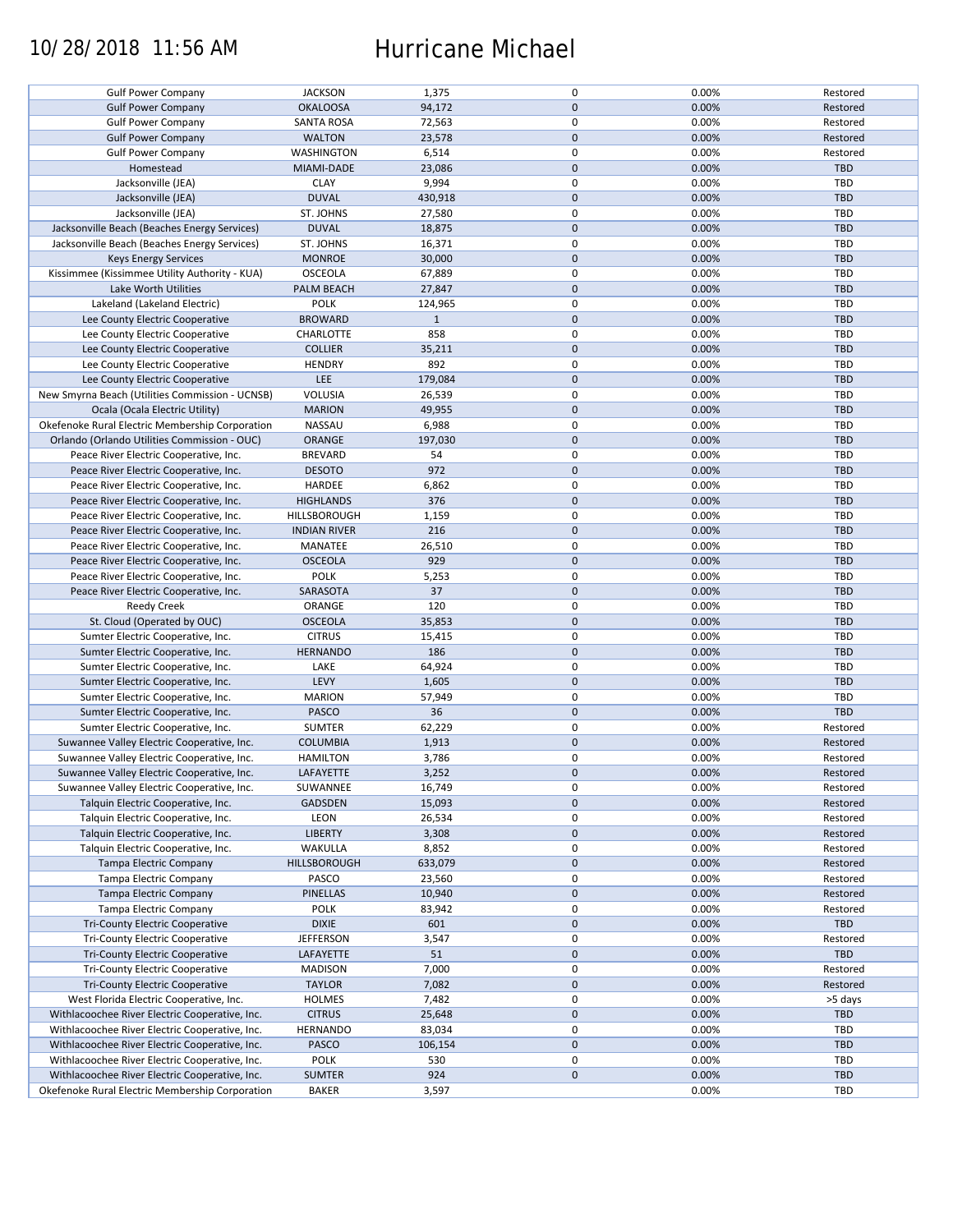| | | | | | |
|---|---|---|---|---|---|
| Gulf Power Company | JACKSON | 1,375 | 0 | 0.00% | Restored |
| Gulf Power Company | OKALOOSA | 94,172 | 0 | 0.00% | Restored |
| Gulf Power Company | SANTA ROSA | 72,563 | 0 | 0.00% | Restored |
| Gulf Power Company | WALTON | 23,578 | 0 | 0.00% | Restored |
| Gulf Power Company | WASHINGTON | 6,514 | 0 | 0.00% | Restored |
| Homestead | MIAMI-DADE | 23,086 | 0 | 0.00% | TBD |
| Jacksonville (JEA) | CLAY | 9,994 | 0 | 0.00% | TBD |
| Jacksonville (JEA) | DUVAL | 430,918 | 0 | 0.00% | TBD |
| Jacksonville (JEA) | ST. JOHNS | 27,580 | 0 | 0.00% | TBD |
| Jacksonville Beach (Beaches Energy Services) | DUVAL | 18,875 | 0 | 0.00% | TBD |
| Jacksonville Beach (Beaches Energy Services) | ST. JOHNS | 16,371 | 0 | 0.00% | TBD |
| Keys Energy Services | MONROE | 30,000 | 0 | 0.00% | TBD |
| Kissimmee (Kissimmee Utility Authority - KUA) | OSCEOLA | 67,889 | 0 | 0.00% | TBD |
| Lake Worth Utilities | PALM BEACH | 27,847 | 0 | 0.00% | TBD |
| Lakeland (Lakeland Electric) | POLK | 124,965 | 0 | 0.00% | TBD |
| Lee County Electric Cooperative | BROWARD | 1 | 0 | 0.00% | TBD |
| Lee County Electric Cooperative | CHARLOTTE | 858 | 0 | 0.00% | TBD |
| Lee County Electric Cooperative | COLLIER | 35,211 | 0 | 0.00% | TBD |
| Lee County Electric Cooperative | HENDRY | 892 | 0 | 0.00% | TBD |
| Lee County Electric Cooperative | LEE | 179,084 | 0 | 0.00% | TBD |
| New Smyrna Beach (Utilities Commission - UCNSB) | VOLUSIA | 26,539 | 0 | 0.00% | TBD |
| Ocala (Ocala Electric Utility) | MARION | 49,955 | 0 | 0.00% | TBD |
| Okefenoke Rural Electric Membership Corporation | NASSAU | 6,988 | 0 | 0.00% | TBD |
| Orlando (Orlando Utilities Commission - OUC) | ORANGE | 197,030 | 0 | 0.00% | TBD |
| Peace River Electric Cooperative, Inc. | BREVARD | 54 | 0 | 0.00% | TBD |
| Peace River Electric Cooperative, Inc. | DESOTO | 972 | 0 | 0.00% | TBD |
| Peace River Electric Cooperative, Inc. | HARDEE | 6,862 | 0 | 0.00% | TBD |
| Peace River Electric Cooperative, Inc. | HIGHLANDS | 376 | 0 | 0.00% | TBD |
| Peace River Electric Cooperative, Inc. | HILLSBOROUGH | 1,159 | 0 | 0.00% | TBD |
| Peace River Electric Cooperative, Inc. | INDIAN RIVER | 216 | 0 | 0.00% | TBD |
| Peace River Electric Cooperative, Inc. | MANATEE | 26,510 | 0 | 0.00% | TBD |
| Peace River Electric Cooperative, Inc. | OSCEOLA | 929 | 0 | 0.00% | TBD |
| Peace River Electric Cooperative, Inc. | POLK | 5,253 | 0 | 0.00% | TBD |
| Peace River Electric Cooperative, Inc. | SARASOTA | 37 | 0 | 0.00% | TBD |
| Reedy Creek | ORANGE | 120 | 0 | 0.00% | TBD |
| St. Cloud (Operated by OUC) | OSCEOLA | 35,853 | 0 | 0.00% | TBD |
| Sumter Electric Cooperative, Inc. | CITRUS | 15,415 | 0 | 0.00% | TBD |
| Sumter Electric Cooperative, Inc. | HERNANDO | 186 | 0 | 0.00% | TBD |
| Sumter Electric Cooperative, Inc. | LAKE | 64,924 | 0 | 0.00% | TBD |
| Sumter Electric Cooperative, Inc. | LEVY | 1,605 | 0 | 0.00% | TBD |
| Sumter Electric Cooperative, Inc. | MARION | 57,949 | 0 | 0.00% | TBD |
| Sumter Electric Cooperative, Inc. | PASCO | 36 | 0 | 0.00% | TBD |
| Sumter Electric Cooperative, Inc. | SUMTER | 62,229 | 0 | 0.00% | Restored |
| Suwannee Valley Electric Cooperative, Inc. | COLUMBIA | 1,913 | 0 | 0.00% | Restored |
| Suwannee Valley Electric Cooperative, Inc. | HAMILTON | 3,786 | 0 | 0.00% | Restored |
| Suwannee Valley Electric Cooperative, Inc. | LAFAYETTE | 3,252 | 0 | 0.00% | Restored |
| Suwannee Valley Electric Cooperative, Inc. | SUWANNEE | 16,749 | 0 | 0.00% | Restored |
| Talquin Electric Cooperative, Inc. | GADSDEN | 15,093 | 0 | 0.00% | Restored |
| Talquin Electric Cooperative, Inc. | LEON | 26,534 | 0 | 0.00% | Restored |
| Talquin Electric Cooperative, Inc. | LIBERTY | 3,308 | 0 | 0.00% | Restored |
| Talquin Electric Cooperative, Inc. | WAKULLA | 8,852 | 0 | 0.00% | Restored |
| Tampa Electric Company | HILLSBOROUGH | 633,079 | 0 | 0.00% | Restored |
| Tampa Electric Company | PASCO | 23,560 | 0 | 0.00% | Restored |
| Tampa Electric Company | PINELLAS | 10,940 | 0 | 0.00% | Restored |
| Tampa Electric Company | POLK | 83,942 | 0 | 0.00% | Restored |
| Tri-County Electric Cooperative | DIXIE | 601 | 0 | 0.00% | TBD |
| Tri-County Electric Cooperative | JEFFERSON | 3,547 | 0 | 0.00% | Restored |
| Tri-County Electric Cooperative | LAFAYETTE | 51 | 0 | 0.00% | TBD |
| Tri-County Electric Cooperative | MADISON | 7,000 | 0 | 0.00% | Restored |
| Tri-County Electric Cooperative | TAYLOR | 7,082 | 0 | 0.00% | Restored |
| West Florida Electric Cooperative, Inc. | HOLMES | 7,482 | 0 | 0.00% | >5 days |
| Withlacoochee River Electric Cooperative, Inc. | CITRUS | 25,648 | 0 | 0.00% | TBD |
| Withlacoochee River Electric Cooperative, Inc. | HERNANDO | 83,034 | 0 | 0.00% | TBD |
| Withlacoochee River Electric Cooperative, Inc. | PASCO | 106,154 | 0 | 0.00% | TBD |
| Withlacoochee River Electric Cooperative, Inc. | POLK | 530 | 0 | 0.00% | TBD |
| Withlacoochee River Electric Cooperative, Inc. | SUMTER | 924 | 0 | 0.00% | TBD |
| Okefenoke Rural Electric Membership Corporation | BAKER | 3,597 | | 0.00% | TBD |